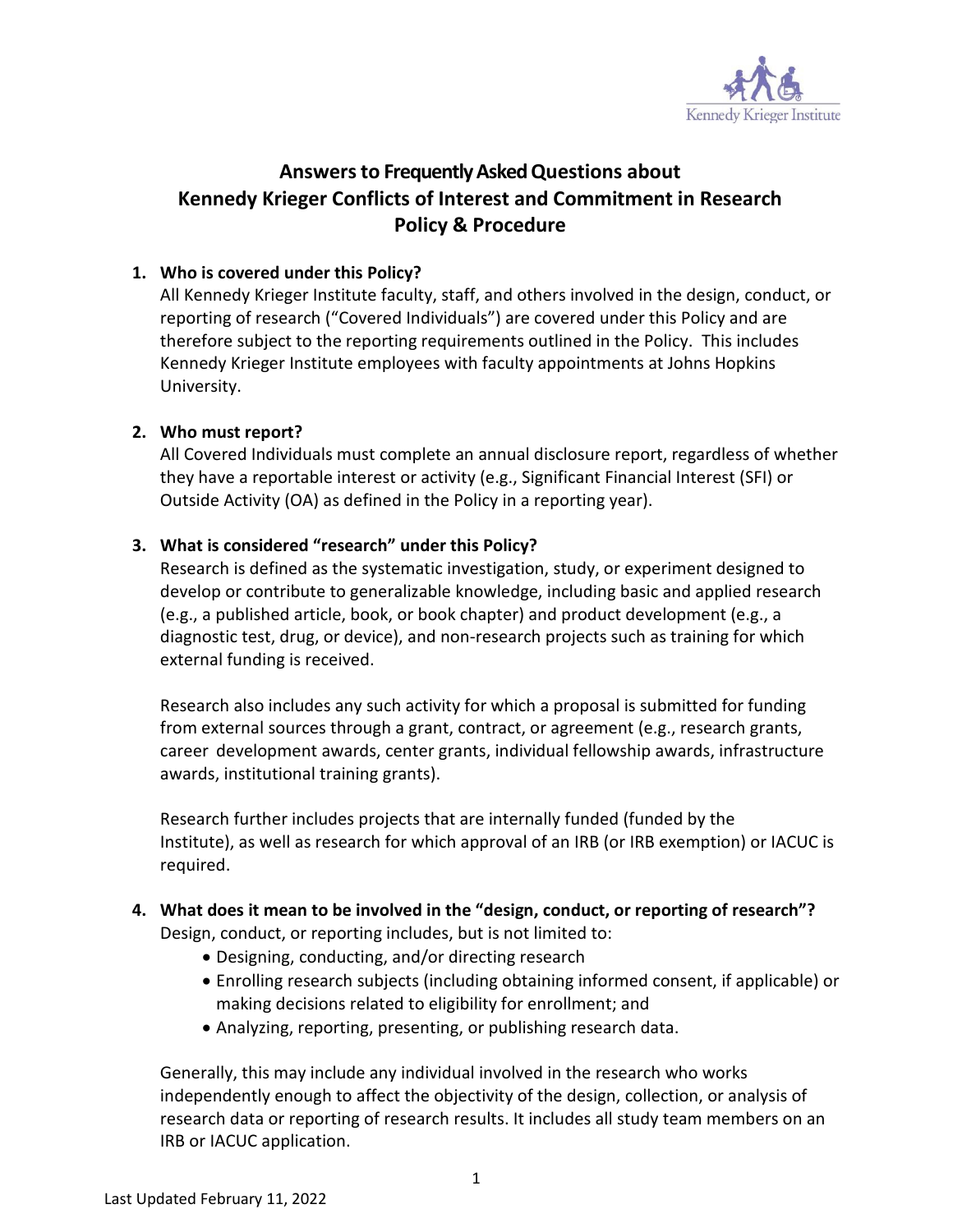# Answers to Frequently Asked Questions about Kennedy Krieger Conflicts of Interest and Commitment in Research Policy & Procedure

**1. Who is covered under this Policy?**

All Kennedy Krieger Institute faculty, staff, and others involved in the design, conduct, or reporting of research ("Covered Individuals") are covered under this Policy and are therefore subject to the reporting requirements outlined in the Policy. This includes Kennedy Krieger Institute employees with faculty appointments at Johns Hopkins University.

**2. Who must report?**

All Covered Individuals must complete an annual disclosure report, regardless of whether they have a reportable interest or activity (e.g., Significant Financial Interest (SFI) or Outside Activity (OA) as defined in the Policy in a reporting year).

**3. What is considered "research" under this Policy?**

Research is defined as the systematic investigation, study, or experiment designed to develop or contribute to generalizable knowledge, including basic and applied research (e.g., a published article, book, or book chapter) and product development (e.g., a diagnostic test, drug, or device), and non-research projects such as training for which external funding is received.

Research also includes any such activity for which a proposal is submitted for funding from external sources through a grant, contract, or agreement (e.g., research grants, career development awards, center grants, individual fellowship awards, infrastructure awards, institutional training grants).

Research further includes projects that are internally funded (funded by the Institute), as well as research for which approval of an IRB (or IRB exemption) or IACUC is required.

**4. What does it mean to be involved in the "design, conduct, or reporting of research"?**

Design, conduct, or reporting includes, but is not limited to:

- Designing, conducting, and/or directing research
- Enrolling research subjects (including obtaining informed consent, if applicable) or making decisions related to eligibility for enrollment; and
- Analyzing, reporting, presenting, or publishing research data.

Generally, this may include any individual involved in the research who works independently enough to affect the objectivity of the design, collection, or analysis of research data or reporting of research results. It includes all study team members on an IRB or IACUC application.

Last Updated February 11, 2022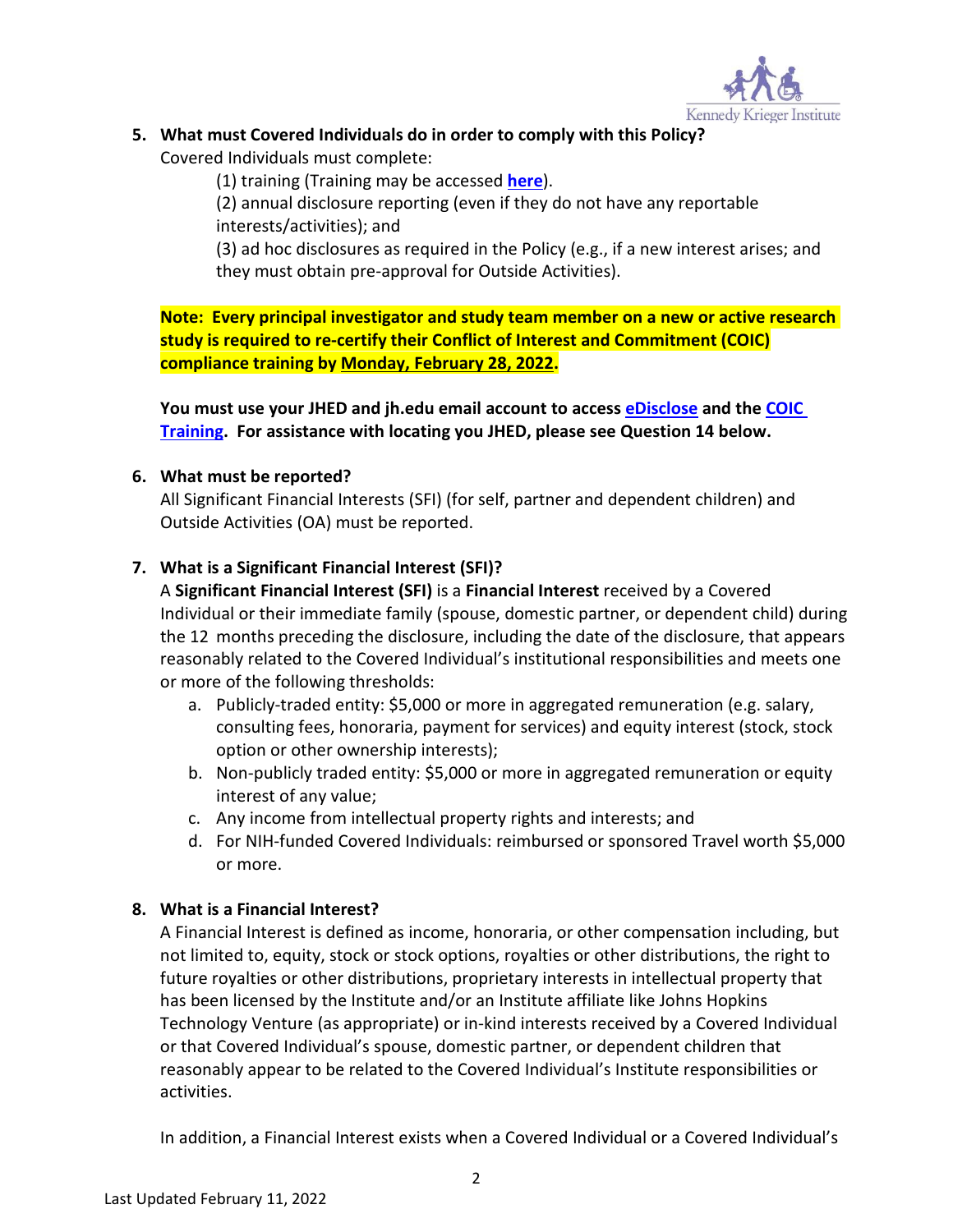5. **What must Covered Individuals do in order to comply with this Policy?**

   Covered Individuals must complete:

   (1) training (Training may be accessed **here**).

   (2) annual disclosure reporting (even if they do not have any reportable interests/activities); and

   (3) ad hoc disclosures as required in the Policy (e.g., if a new interest arises; and they must obtain pre-approval for Outside Activities).

   **Note: Every principal investigator and study team member on a new or active research study is required to re-certify their Conflict of Interest and Commitment (COIC) compliance training by Monday, February 28, 2022.**

   **You must use your JHED and jh.edu email account to access eDisclose and the COIC Training. For assistance with locating you JHED, please see Question 14 below.**

6. **What must be reported?**

   All Significant Financial Interests (SFI) (for self, partner and dependent children) and Outside Activities (OA) must be reported.

7. **What is a Significant Financial Interest (SFI)?**

   A **Significant Financial Interest (SFI)** is a **Financial Interest** received by a Covered Individual or their immediate family (spouse, domestic partner, or dependent child) during the 12 months preceding the disclosure, including the date of the disclosure, that appears reasonably related to the Covered Individual's institutional responsibilities and meets one or more of the following thresholds:

   a. Publicly-traded entity: $5,000 or more in aggregated remuneration (e.g. salary, consulting fees, honoraria, payment for services) and equity interest (stock, stock option or other ownership interests);
   b. Non-publicly traded entity: $5,000 or more in aggregated remuneration or equity interest of any value;
   c. Any income from intellectual property rights and interests; and
   d. For NIH-funded Covered Individuals: reimbursed or sponsored Travel worth $5,000 or more.

8. **What is a Financial Interest?**

   A Financial Interest is defined as income, honoraria, or other compensation including, but not limited to, equity, stock or stock options, royalties or other distributions, the right to future royalties or other distributions, proprietary interests in intellectual property that has been licensed by the Institute and/or an Institute affiliate like Johns Hopkins Technology Venture (as appropriate) or in-kind interests received by a Covered Individual or that Covered Individual's spouse, domestic partner, or dependent children that reasonably appear to be related to the Covered Individual's Institute responsibilities or activities.

   In addition, a Financial Interest exists when a Covered Individual or a Covered Individual's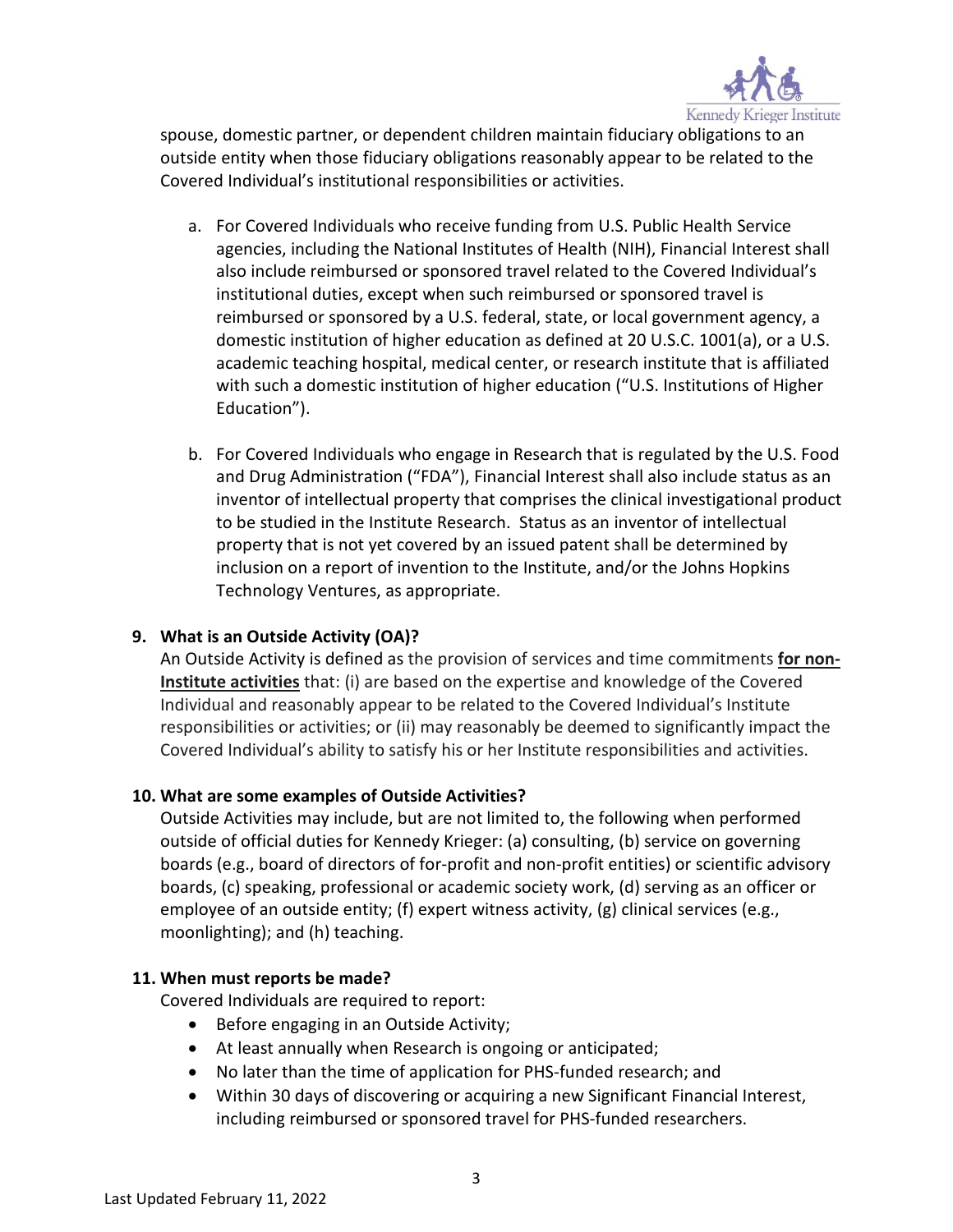spouse, domestic partner, or dependent children maintain fiduciary obligations to an outside entity when those fiduciary obligations reasonably appear to be related to the Covered Individual's institutional responsibilities or activities.

a. For Covered Individuals who receive funding from U.S. Public Health Service agencies, including the National Institutes of Health (NIH), Financial Interest shall also include reimbursed or sponsored travel related to the Covered Individual's institutional duties, except when such reimbursed or sponsored travel is reimbursed or sponsored by a U.S. federal, state, or local government agency, a domestic institution of higher education as defined at 20 U.S.C. 1001(a), or a U.S. academic teaching hospital, medical center, or research institute that is affiliated with such a domestic institution of higher education ("U.S. Institutions of Higher Education").

b. For Covered Individuals who engage in Research that is regulated by the U.S. Food and Drug Administration ("FDA"), Financial Interest shall also include status as an inventor of intellectual property that comprises the clinical investigational product to be studied in the Institute Research. Status as an inventor of intellectual property that is not yet covered by an issued patent shall be determined by inclusion on a report of invention to the Institute, and/or the Johns Hopkins Technology Ventures, as appropriate.

### 9. What is an Outside Activity (OA)?

An Outside Activity is defined as the provision of services and time commitments **for non-Institute activities** that: (i) are based on the expertise and knowledge of the Covered Individual and reasonably appear to be related to the Covered Individual's Institute responsibilities or activities; or (ii) may reasonably be deemed to significantly impact the Covered Individual's ability to satisfy his or her Institute responsibilities and activities.

### 10. What are some examples of Outside Activities?

Outside Activities may include, but are not limited to, the following when performed outside of official duties for Kennedy Krieger: (a) consulting, (b) service on governing boards (e.g., board of directors of for-profit and non-profit entities) or scientific advisory boards, (c) speaking, professional or academic society work, (d) serving as an officer or employee of an outside entity; (f) expert witness activity, (g) clinical services (e.g., moonlighting); and (h) teaching.

### 11. When must reports be made?

Covered Individuals are required to report:

- Before engaging in an Outside Activity;
- At least annually when Research is ongoing or anticipated;
- No later than the time of application for PHS-funded research; and
- Within 30 days of discovering or acquiring a new Significant Financial Interest, including reimbursed or sponsored travel for PHS-funded researchers.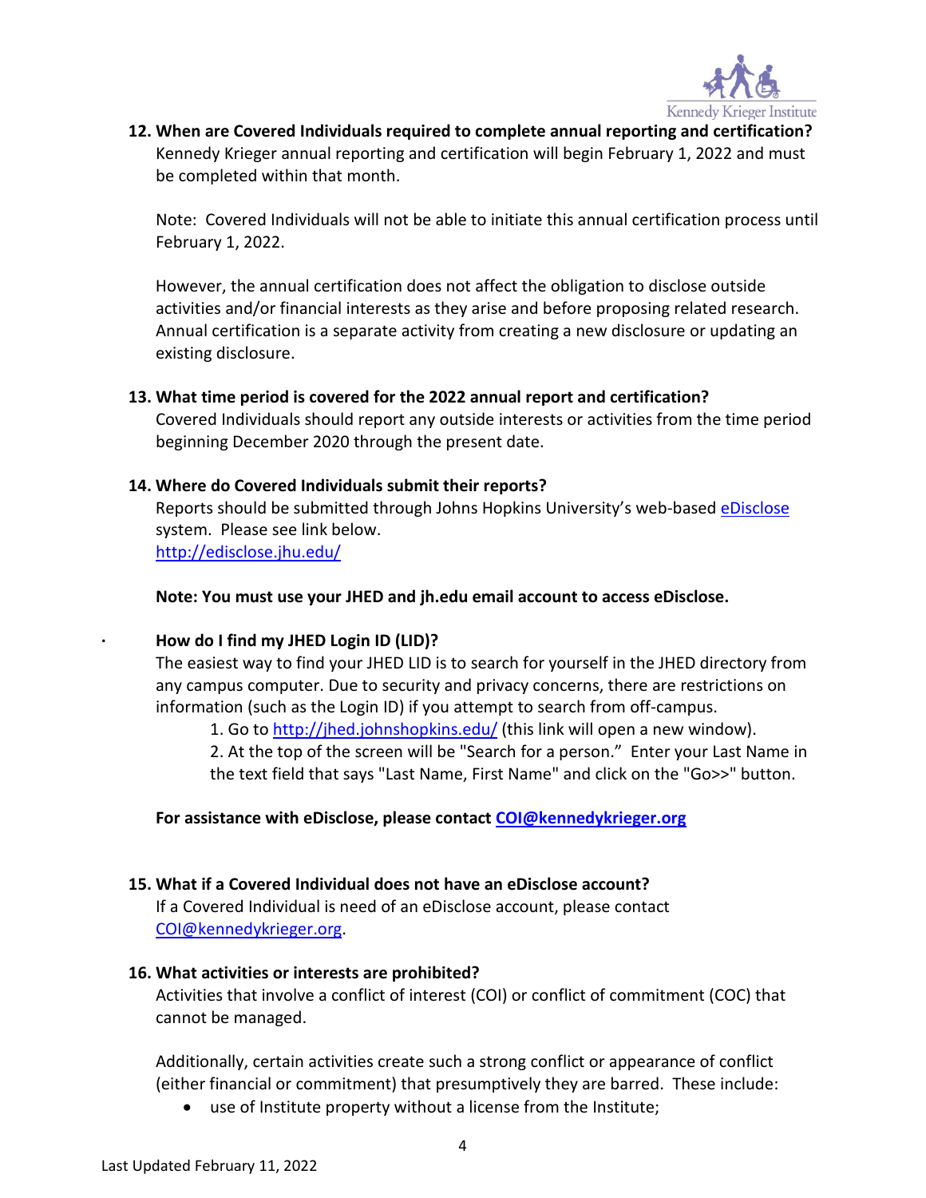**12. When are Covered Individuals required to complete annual reporting and certification?**

Kennedy Krieger annual reporting and certification will begin February 1, 2022 and must be completed within that month.

Note: Covered Individuals will not be able to initiate this annual certification process until February 1, 2022.

However, the annual certification does not affect the obligation to disclose outside activities and/or financial interests as they arise and before proposing related research. Annual certification is a separate activity from creating a new disclosure or updating an existing disclosure.

**13. What time period is covered for the 2022 annual report and certification?**

Covered Individuals should report any outside interests or activities from the time period beginning December 2020 through the present date.

**14. Where do Covered Individuals submit their reports?**

Reports should be submitted through Johns Hopkins University's web-based [eDisclose](http://edisclose.jhu.edu/) system. Please see link below.
http://edisclose.jhu.edu/

**Note: You must use your JHED and jh.edu email account to access eDisclose.**

- **How do I find my JHED Login ID (LID)?**

  The easiest way to find your JHED LID is to search for yourself in the JHED directory from any campus computer. Due to security and privacy concerns, there are restrictions on information (such as the Login ID) if you attempt to search from off-campus.

  1. Go to http://jhed.johnshopkins.edu/ (this link will open a new window).
  2. At the top of the screen will be "Search for a person." Enter your Last Name in the text field that says "Last Name, First Name" and click on the "Go>>" button.

**For assistance with eDisclose, please contact [COI@kennedykrieger.org](mailto:COI@kennedykrieger.org)**

**15. What if a Covered Individual does not have an eDisclose account?**

If a Covered Individual is need of an eDisclose account, please contact COI@kennedykrieger.org.

**16. What activities or interests are prohibited?**

Activities that involve a conflict of interest (COI) or conflict of commitment (COC) that cannot be managed.

Additionally, certain activities create such a strong conflict or appearance of conflict (either financial or commitment) that presumptively they are barred. These include:

- use of Institute property without a license from the Institute;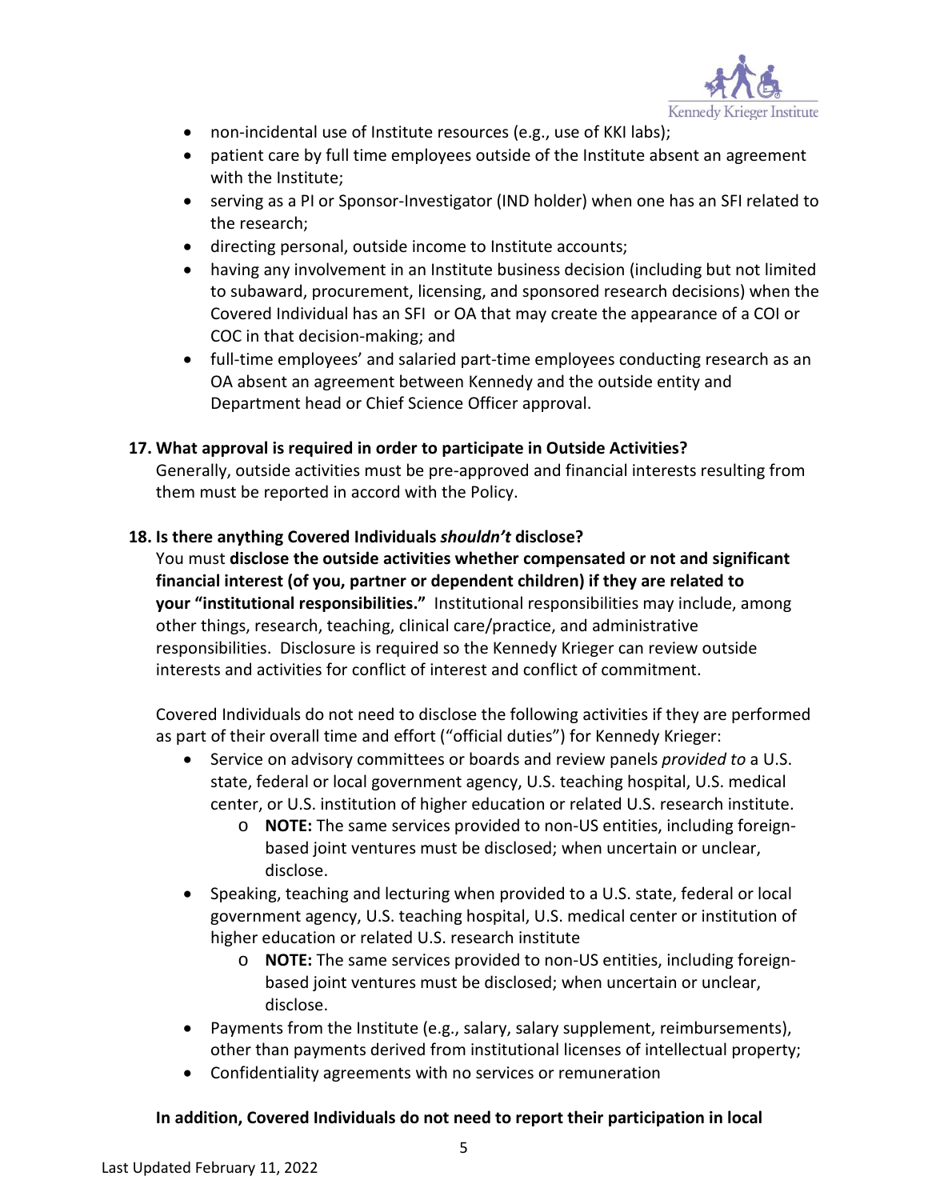- non-incidental use of Institute resources (e.g., use of KKI labs);
- patient care by full time employees outside of the Institute absent an agreement with the Institute;
- serving as a PI or Sponsor-Investigator (IND holder) when one has an SFI related to the research;
- directing personal, outside income to Institute accounts;
- having any involvement in an Institute business decision (including but not limited to subaward, procurement, licensing, and sponsored research decisions) when the Covered Individual has an SFI or OA that may create the appearance of a COI or COC in that decision-making; and
- full-time employees' and salaried part-time employees conducting research as an OA absent an agreement between Kennedy and the outside entity and Department head or Chief Science Officer approval.

**17. What approval is required in order to participate in Outside Activities?**

Generally, outside activities must be pre-approved and financial interests resulting from them must be reported in accord with the Policy.

**18. Is there anything Covered Individuals *shouldn't* disclose?**

You must **disclose the outside activities whether compensated or not and significant financial interest (of you, partner or dependent children) if they are related to your "institutional responsibilities."** Institutional responsibilities may include, among other things, research, teaching, clinical care/practice, and administrative responsibilities. Disclosure is required so the Kennedy Krieger can review outside interests and activities for conflict of interest and conflict of commitment.

Covered Individuals do not need to disclose the following activities if they are performed as part of their overall time and effort ("official duties") for Kennedy Krieger:

- Service on advisory committees or boards and review panels *provided to* a U.S. state, federal or local government agency, U.S. teaching hospital, U.S. medical center, or U.S. institution of higher education or related U.S. research institute.
  - **NOTE:** The same services provided to non-US entities, including foreign-based joint ventures must be disclosed; when uncertain or unclear, disclose.
- Speaking, teaching and lecturing when provided to a U.S. state, federal or local government agency, U.S. teaching hospital, U.S. medical center or institution of higher education or related U.S. research institute
  - **NOTE:** The same services provided to non-US entities, including foreign-based joint ventures must be disclosed; when uncertain or unclear, disclose.
- Payments from the Institute (e.g., salary, salary supplement, reimbursements), other than payments derived from institutional licenses of intellectual property;
- Confidentiality agreements with no services or remuneration

**In addition, Covered Individuals do not need to report their participation in local**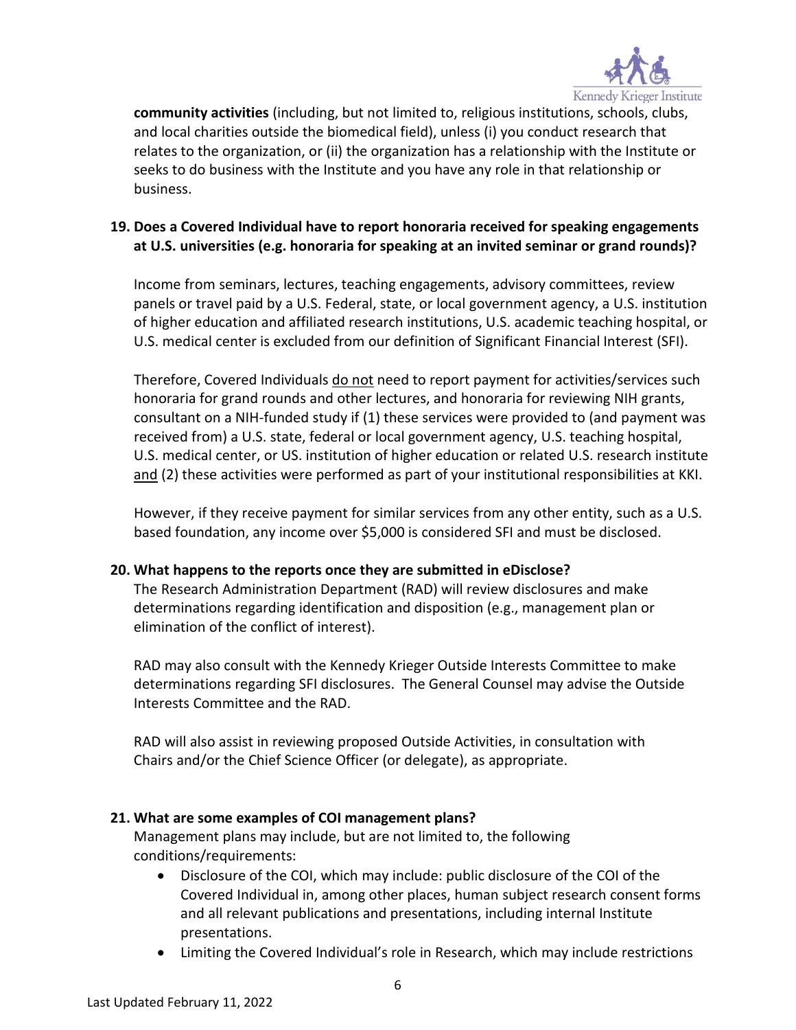**community activities** (including, but not limited to, religious institutions, schools, clubs, and local charities outside the biomedical field), unless (i) you conduct research that relates to the organization, or (ii) the organization has a relationship with the Institute or seeks to do business with the Institute and you have any role in that relationship or business.

**19. Does a Covered Individual have to report honoraria received for speaking engagements at U.S. universities (e.g. honoraria for speaking at an invited seminar or grand rounds)?**

Income from seminars, lectures, teaching engagements, advisory committees, review panels or travel paid by a U.S. Federal, state, or local government agency, a U.S. institution of higher education and affiliated research institutions, U.S. academic teaching hospital, or U.S. medical center is excluded from our definition of Significant Financial Interest (SFI).

Therefore, Covered Individuals do not need to report payment for activities/services such honoraria for grand rounds and other lectures, and honoraria for reviewing NIH grants, consultant on a NIH-funded study if (1) these services were provided to (and payment was received from) a U.S. state, federal or local government agency, U.S. teaching hospital, U.S. medical center, or US. institution of higher education or related U.S. research institute and (2) these activities were performed as part of your institutional responsibilities at KKI.

However, if they receive payment for similar services from any other entity, such as a U.S. based foundation, any income over $5,000 is considered SFI and must be disclosed.

**20. What happens to the reports once they are submitted in eDisclose?**

The Research Administration Department (RAD) will review disclosures and make determinations regarding identification and disposition (e.g., management plan or elimination of the conflict of interest).

RAD may also consult with the Kennedy Krieger Outside Interests Committee to make determinations regarding SFI disclosures. The General Counsel may advise the Outside Interests Committee and the RAD.

RAD will also assist in reviewing proposed Outside Activities, in consultation with Chairs and/or the Chief Science Officer (or delegate), as appropriate.

**21. What are some examples of COI management plans?**

Management plans may include, but are not limited to, the following conditions/requirements:

- Disclosure of the COI, which may include: public disclosure of the COI of the Covered Individual in, among other places, human subject research consent forms and all relevant publications and presentations, including internal Institute presentations.
- Limiting the Covered Individual's role in Research, which may include restrictions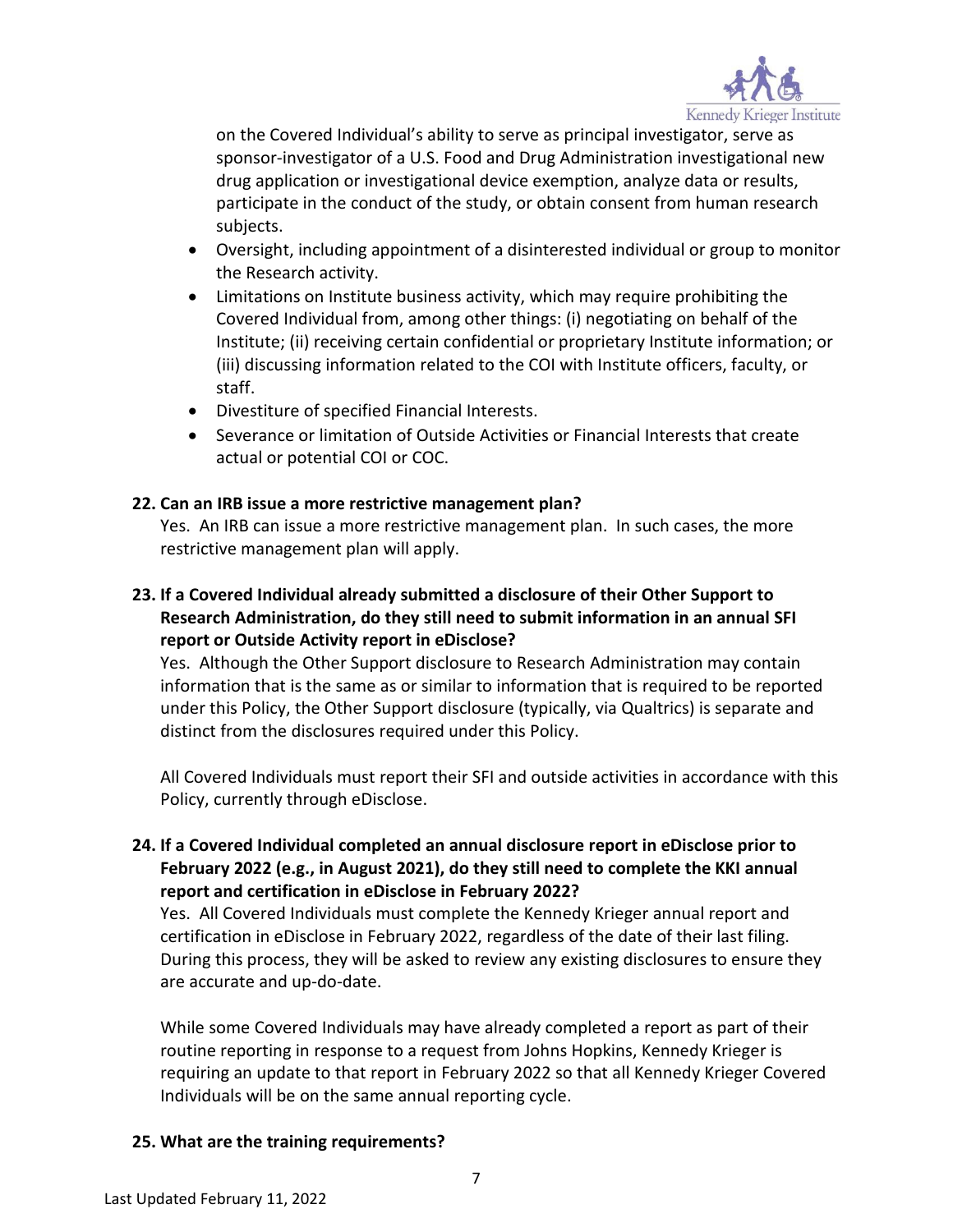on the Covered Individual's ability to serve as principal investigator, serve as sponsor-investigator of a U.S. Food and Drug Administration investigational new drug application or investigational device exemption, analyze data or results, participate in the conduct of the study, or obtain consent from human research subjects.

- Oversight, including appointment of a disinterested individual or group to monitor the Research activity.
- Limitations on Institute business activity, which may require prohibiting the Covered Individual from, among other things: (i) negotiating on behalf of the Institute; (ii) receiving certain confidential or proprietary Institute information; or (iii) discussing information related to the COI with Institute officers, faculty, or staff.
- Divestiture of specified Financial Interests.
- Severance or limitation of Outside Activities or Financial Interests that create actual or potential COI or COC.

**22. Can an IRB issue a more restrictive management plan?**

Yes. An IRB can issue a more restrictive management plan. In such cases, the more restrictive management plan will apply.

**23. If a Covered Individual already submitted a disclosure of their Other Support to Research Administration, do they still need to submit information in an annual SFI report or Outside Activity report in eDisclose?**

Yes. Although the Other Support disclosure to Research Administration may contain information that is the same as or similar to information that is required to be reported under this Policy, the Other Support disclosure (typically, via Qualtrics) is separate and distinct from the disclosures required under this Policy.

All Covered Individuals must report their SFI and outside activities in accordance with this Policy, currently through eDisclose.

**24. If a Covered Individual completed an annual disclosure report in eDisclose prior to February 2022 (e.g., in August 2021), do they still need to complete the KKI annual report and certification in eDisclose in February 2022?**

Yes. All Covered Individuals must complete the Kennedy Krieger annual report and certification in eDisclose in February 2022, regardless of the date of their last filing. During this process, they will be asked to review any existing disclosures to ensure they are accurate and up-do-date.

While some Covered Individuals may have already completed a report as part of their routine reporting in response to a request from Johns Hopkins, Kennedy Krieger is requiring an update to that report in February 2022 so that all Kennedy Krieger Covered Individuals will be on the same annual reporting cycle.

**25. What are the training requirements?**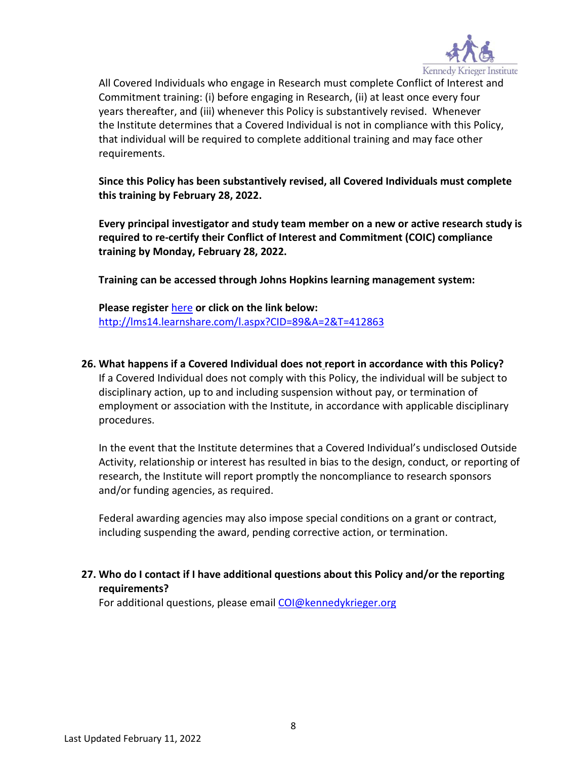All Covered Individuals who engage in Research must complete Conflict of Interest and Commitment training: (i) before engaging in Research, (ii) at least once every four years thereafter, and (iii) whenever this Policy is substantively revised. Whenever the Institute determines that a Covered Individual is not in compliance with this Policy, that individual will be required to complete additional training and may face other requirements.

**Since this Policy has been substantively revised, all Covered Individuals must complete this training by February 28, 2022.**

**Every principal investigator and study team member on a new or active research study is required to re-certify their Conflict of Interest and Commitment (COIC) compliance training by Monday, February 28, 2022.**

**Training can be accessed through Johns Hopkins learning management system:**

**Please register here or click on the link below:**
http://lms14.learnshare.com/l.aspx?CID=89&A=2&T=412863

**26. What happens if a Covered Individual does not report in accordance with this Policy?**

If a Covered Individual does not comply with this Policy, the individual will be subject to disciplinary action, up to and including suspension without pay, or termination of employment or association with the Institute, in accordance with applicable disciplinary procedures.

In the event that the Institute determines that a Covered Individual's undisclosed Outside Activity, relationship or interest has resulted in bias to the design, conduct, or reporting of research, the Institute will report promptly the noncompliance to research sponsors and/or funding agencies, as required.

Federal awarding agencies may also impose special conditions on a grant or contract, including suspending the award, pending corrective action, or termination.

**27. Who do I contact if I have additional questions about this Policy and/or the reporting requirements?**

For additional questions, please email COI@kennedykrieger.org

Last Updated February 11, 2022